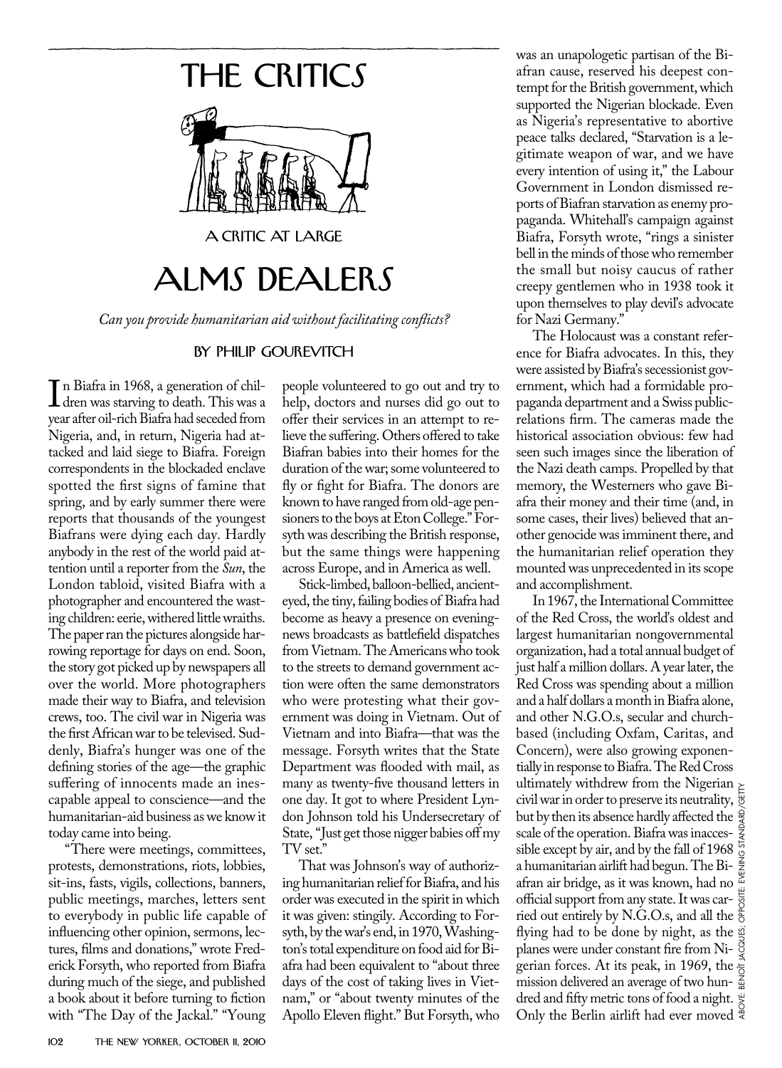# THE CRITICS

A CRITIC AT LARGE

# ALMS DEALERS

*Can you provide humanitarian aid without facilitating conflicts?*

BY PHILIP GOUREVITCH

In Biafra in 1968, a generation of children was starving to death. This was a year after oil-rich Biafra had seceded from Nigeria, and, in return, Nigeria had attacked and laid siege to Biafra. Foreign correspondents in the blockaded enclave spotted the first signs of famine that spring, and by early summer there were reports that thousands of the youngest Biafrans were dying each day. Hardly anybody in the rest of the world paid attention until a reporter from the *Sun*, the London tabloid, visited Biafra with a photographer and encountered the wasting children: eerie, withered little wraiths. The paper ran the pictures alongside harrowing reportage for days on end. Soon, the story got picked up by newspapers all over the world. More photographers made their way to Biafra, and television crews, too. The civil war in Nigeria was the first African war to be televised. Suddenly, Biafra's hunger was one of the defining stories of the age—the graphic suffering of innocents made an inescapable appeal to conscience—and the humanitarian-aid business as we know it today came into being.

"There were meetings, committees, protests, demonstrations, riots, lobbies, sit-ins, fasts, vigils, collections, banners, public meetings, marches, letters sent to everybody in public life capable of influencing other opinion, sermons, lectures, films and donations," wrote Frederick Forsyth, who reported from Biafra during much of the siege, and published a book about it before turning to fiction with "The Day of the Jackal." "Young people volunteered to go out and try to help, doctors and nurses did go out to offer their services in an attempt to relieve the suffering. Others offered to take Biafran babies into their homes for the duration of the war; some volunteered to fly or fight for Biafra. The donors are known to have ranged from old-age pensioners to the boys at Eton College." Forsyth was describing the British response, but the same things were happening across Europe, and in America as well.

Stick-limbed, balloon-bellied, ancient-eyed, the tiny, failing bodies of Biafra had become as heavy a presence on evening-news broadcasts as battlefield dispatches from Vietnam. The Americans who took to the streets to demand government action were often the same demonstrators who were protesting what their government was doing in Vietnam. Out of Vietnam and into Biafra—that was the message. Forsyth writes that the State Department was flooded with mail, as many as twenty-five thousand letters in one day. It got to where President Lyndon Johnson told his Undersecretary of State, "Just get those nigger babies off my TV set."

That was Johnson's way of authorizing humanitarian relief for Biafra, and his order was executed in the spirit in which it was given: stingily. According to Forsyth, by the war's end, in 1970, Washington's total expenditure on food aid for Biafra had been equivalent to "about three days of the cost of taking lives in Vietnam," or "about twenty minutes of the Apollo Eleven flight." But Forsyth, who was an unapologetic partisan of the Biafran cause, reserved his deepest contempt for the British government, which supported the Nigerian blockade. Even as Nigeria's representative to abortive peace talks declared, "Starvation is a legitimate weapon of war, and we have every intention of using it," the Labour Government in London dismissed reports of Biafran starvation as enemy propaganda. Whitehall's campaign against Biafra, Forsyth wrote, "rings a sinister bell in the minds of those who remember the small but noisy caucus of rather creepy gentlemen who in 1938 took it upon themselves to play devil's advocate for Nazi Germany."

The Holocaust was a constant reference for Biafra advocates. In this, they were assisted by Biafra's secessionist government, which had a formidable propaganda department and a Swiss public-relations firm. The cameras made the historical association obvious: few had seen such images since the liberation of the Nazi death camps. Propelled by that memory, the Westerners who gave Biafra their money and their time (and, in some cases, their lives) believed that another genocide was imminent there, and the humanitarian relief operation they mounted was unprecedented in its scope and accomplishment.

In 1967, the International Committee of the Red Cross, the world's oldest and largest humanitarian nongovernmental organization, had a total annual budget of just half a million dollars. A year later, the Red Cross was spending about a million and a half dollars a month in Biafra alone, and other N.G.O.s, secular and church-based (including Oxfam, Caritas, and Concern), were also growing exponentially in response to Biafra. The Red Cross ultimately withdrew from the Nigerian civil war in order to preserve its neutrality, but by then its absence hardly affected the scale of the operation. Biafra was inaccessible except by air, and by the fall of 1968 a humanitarian airlift had begun. The Biafran air bridge, as it was known, had no official support from any state. It was carried out entirely by N.G.O.s, and all the flying had to be done by night, as the planes were under constant fire from Nigerian forces. At its peak, in 1969, the mission delivered an average of two hundred and fifty metric tons of food a night. Only the Berlin airlift had ever moved

ABOVE: BENOÎT JACQUES; OPPOSITE: EVENING STANDARD/GETTY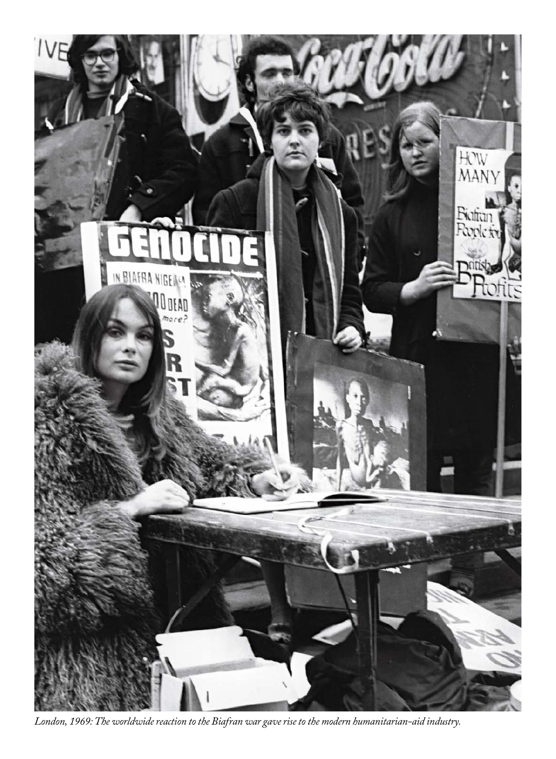*London, 1969: The worldwide reaction to the Biafran war gave rise to the modern humanitarian-aid industry.*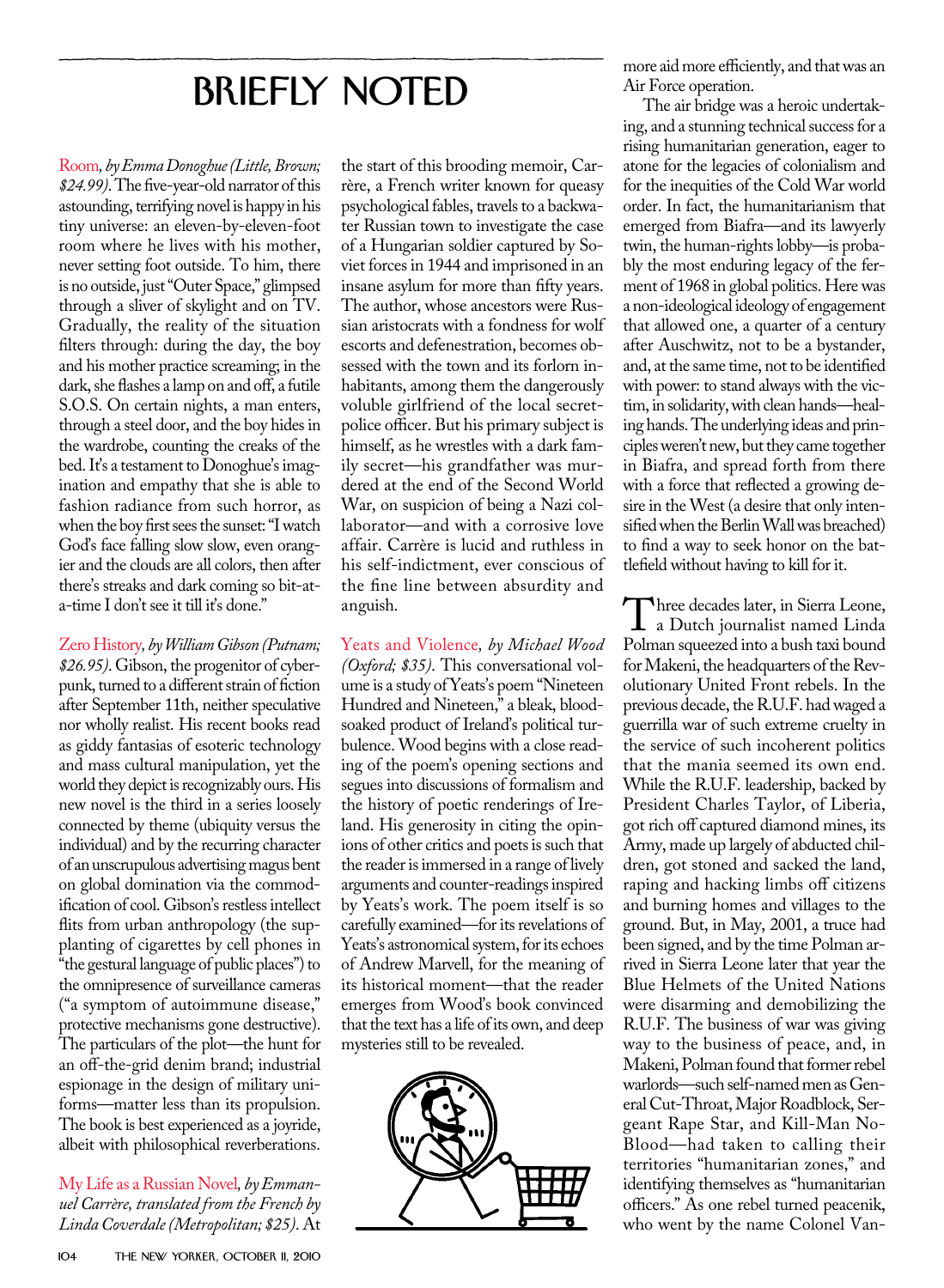# BRIEFLY NOTED

Room, *by Emma Donoghue (Little, Brown; $24.99).* The five-year-old narrator of this astounding, terrifying novel is happy in his tiny universe: an eleven-by-eleven-foot room where he lives with his mother, never setting foot outside. To him, there is no outside, just "Outer Space," glimpsed through a sliver of skylight and on TV. Gradually, the reality of the situation filters through: during the day, the boy and his mother practice screaming; in the dark, she flashes a lamp on and off, a futile S.O.S. On certain nights, a man enters, through a steel door, and the boy hides in the wardrobe, counting the creaks of the bed. It's a testament to Donoghue's imagination and empathy that she is able to fashion radiance from such horror, as when the boy first sees the sunset: "I watch God's face falling slow slow, even orangier and the clouds are all colors, then after there's streaks and dark coming so bit-at-a-time I don't see it till it's done."

Zero History, *by William Gibson (Putnam; $26.95).* Gibson, the progenitor of cyberpunk, turned to a different strain of fiction after September 11th, neither speculative nor wholly realist. His recent books read as giddy fantasias of esoteric technology and mass cultural manipulation, yet the world they depict is recognizably ours. His new novel is the third in a series loosely connected by theme (ubiquity versus the individual) and by the recurring character of an unscrupulous advertising magus bent on global domination via the commodification of cool. Gibson's restless intellect flits from urban anthropology (the supplanting of cigarettes by cell phones in "the gestural language of public places") to the omnipresence of surveillance cameras ("a symptom of autoimmune disease," protective mechanisms gone destructive). The particulars of the plot—the hunt for an off-the-grid denim brand; industrial espionage in the design of military uniforms—matter less than its propulsion. The book is best experienced as a joyride, albeit with philosophical reverberations.

My Life as a Russian Novel, *by Emmanuel Carrère, translated from the French by Linda Coverdale (Metropolitan; $25).* At the start of this brooding memoir, Carrère, a French writer known for queasy psychological fables, travels to a backwater Russian town to investigate the case of a Hungarian soldier captured by Soviet forces in 1944 and imprisoned in an insane asylum for more than fifty years. The author, whose ancestors were Russian aristocrats with a fondness for wolf escorts and defenestration, becomes obsessed with the town and its forlorn inhabitants, among them the dangerously voluble girlfriend of the local secret-police officer. But his primary subject is himself, as he wrestles with a dark family secret—his grandfather was murdered at the end of the Second World War, on suspicion of being a Nazi collaborator—and with a corrosive love affair. Carrère is lucid and ruthless in his self-indictment, ever conscious of the fine line between absurdity and anguish.

Yeats and Violence, *by Michael Wood (Oxford; $35).* This conversational volume is a study of Yeats's poem "Nineteen Hundred and Nineteen," a bleak, blood-soaked product of Ireland's political turbulence. Wood begins with a close reading of the poem's opening sections and segues into discussions of formalism and the history of poetic renderings of Ireland. His generosity in citing the opinions of other critics and poets is such that the reader is immersed in a range of lively arguments and counter-readings inspired by Yeats's work. The poem itself is so carefully examined—for its revelations of Yeats's astronomical system, for its echoes of Andrew Marvell, for the meaning of its historical moment—that the reader emerges from Wood's book convinced that the text has a life of its own, and deep mysteries still to be revealed.

more aid more efficiently, and that was an Air Force operation.

The air bridge was a heroic undertaking, and a stunning technical success for a rising humanitarian generation, eager to atone for the legacies of colonialism and for the inequities of the Cold War world order. In fact, the humanitarianism that emerged from Biafra—and its lawyerly twin, the human-rights lobby—is probably the most enduring legacy of the ferment of 1968 in global politics. Here was a non-ideological ideology of engagement that allowed one, a quarter of a century after Auschwitz, not to be a bystander, and, at the same time, not to be identified with power: to stand always with the victim, in solidarity, with clean hands—healing hands. The underlying ideas and principles weren't new, but they came together in Biafra, and spread forth from there with a force that reflected a growing desire in the West (a desire that only intensified when the Berlin Wall was breached) to find a way to seek honor on the battlefield without having to kill for it.

Three decades later, in Sierra Leone, a Dutch journalist named Linda Polman squeezed into a bush taxi bound for Makeni, the headquarters of the Revolutionary United Front rebels. In the previous decade, the R.U.F. had waged a guerrilla war of such extreme cruelty in the service of such incoherent politics that the mania seemed its own end. While the R.U.F. leadership, backed by President Charles Taylor, of Liberia, got rich off captured diamond mines, its Army, made up largely of abducted children, got stoned and sacked the land, raping and hacking limbs off citizens and burning homes and villages to the ground. But, in May, 2001, a truce had been signed, and by the time Polman arrived in Sierra Leone later that year the Blue Helmets of the United Nations were disarming and demobilizing the R.U.F. The business of war was giving way to the business of peace, and, in Makeni, Polman found that former rebel warlords—such self-named men as General Cut-Throat, Major Roadblock, Sergeant Rape Star, and Kill-Man No-Blood—had taken to calling their territories "humanitarian zones," and identifying themselves as "humanitarian officers." As one rebel turned peacenik, who went by the name Colonel Van-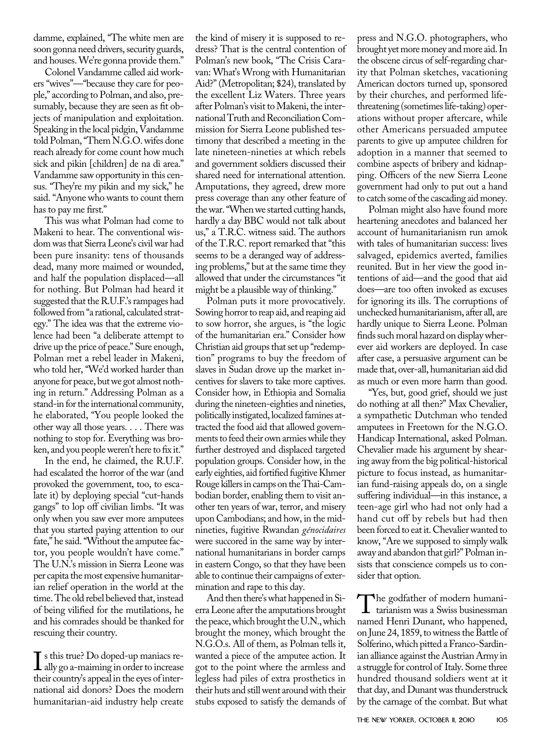damme, explained, "The white men are soon gonna need drivers, security guards, and houses. We're gonna provide them."

Colonel Vandamme called aid workers "wives"—"because they care for people," according to Polman, and also, presumably, because they are seen as fit objects of manipulation and exploitation. Speaking in the local pidgin, Vandamme told Polman, "Them N.G.O. wifes done reach already for come count how much sick and pikin [children] de na di area." Vandamme saw opportunity in this census. "They're my pikin and my sick," he said. "Anyone who wants to count them has to pay me first."

This was what Polman had come to Makeni to hear. The conventional wisdom was that Sierra Leone's civil war had been pure insanity: tens of thousands dead, many more maimed or wounded, and half the population displaced—all for nothing. But Polman had heard it suggested that the R.U.F.'s rampages had followed from "a rational, calculated strategy." The idea was that the extreme violence had been "a deliberate attempt to drive up the price of peace." Sure enough, Polman met a rebel leader in Makeni, who told her, "We'd worked harder than anyone for peace, but we got almost nothing in return." Addressing Polman as a stand-in for the international community, he elaborated, "You people looked the other way all those years. . . . There was nothing to stop for. Everything was broken, and you people weren't here to fix it."

In the end, he claimed, the R.U.F. had escalated the horror of the war (and provoked the government, too, to escalate it) by deploying special "cut-hands gangs" to lop off civilian limbs. "It was only when you saw ever more amputees that you started paying attention to our fate," he said. "Without the amputee factor, you people wouldn't have come." The U.N.'s mission in Sierra Leone was per capita the most expensive humanitarian relief operation in the world at the time. The old rebel believed that, instead of being vilified for the mutilations, he and his comrades should be thanked for rescuing their country.

Is this true? Do doped-up maniacs really go a-maiming in order to increase their country's appeal in the eyes of international aid donors? Does the modern humanitarian-aid industry help create the kind of misery it is supposed to redress? That is the central contention of Polman's new book, "The Crisis Caravan: What's Wrong with Humanitarian Aid?" (Metropolitan; $24), translated by the excellent Liz Waters. Three years after Polman's visit to Makeni, the international Truth and Reconciliation Commission for Sierra Leone published testimony that described a meeting in the late nineteen-nineties at which rebels and government soldiers discussed their shared need for international attention. Amputations, they agreed, drew more press coverage than any other feature of the war. "When we started cutting hands, hardly a day BBC would not talk about us," a T.R.C. witness said. The authors of the T.R.C. report remarked that "this seems to be a deranged way of addressing problems," but at the same time they allowed that under the circumstances "it might be a plausible way of thinking."

Polman puts it more provocatively. Sowing horror to reap aid, and reaping aid to sow horror, she argues, is "the logic of the humanitarian era." Consider how Christian aid groups that set up "redemption" programs to buy the freedom of slaves in Sudan drove up the market incentives for slavers to take more captives. Consider how, in Ethiopia and Somalia during the nineteen-eighties and nineties, politically instigated, localized famines attracted the food aid that allowed governments to feed their own armies while they further destroyed and displaced targeted population groups. Consider how, in the early eighties, aid fortified fugitive Khmer Rouge killers in camps on the Thai-Cambodian border, enabling them to visit another ten years of war, terror, and misery upon Cambodians; and how, in the mid-nineties, fugitive Rwandan *génocidaires* were succored in the same way by international humanitarians in border camps in eastern Congo, so that they have been able to continue their campaigns of extermination and rape to this day.

And then there's what happened in Sierra Leone after the amputations brought the peace, which brought the U.N., which brought the money, which brought the N.G.O.s. All of them, as Polman tells it, wanted a piece of the amputee action. It got to the point where the armless and legless had piles of extra prosthetics in their huts and still went around with their stubs exposed to satisfy the demands of press and N.G.O. photographers, who brought yet more money and more aid. In the obscene circus of self-regarding charity that Polman sketches, vacationing American doctors turned up, sponsored by their churches, and performed life-threatening (sometimes life-taking) operations without proper aftercare, while other Americans persuaded amputee parents to give up amputee children for adoption in a manner that seemed to combine aspects of bribery and kidnapping. Officers of the new Sierra Leone government had only to put out a hand to catch some of the cascading aid money.

Polman might also have found more heartening anecdotes and balanced her account of humanitarianism run amok with tales of humanitarian success: lives salvaged, epidemics averted, families reunited. But in her view the good intentions of aid—and the good that aid does—are too often invoked as excuses for ignoring its ills. The corruptions of unchecked humanitarianism, after all, are hardly unique to Sierra Leone. Polman finds such moral hazard on display wherever aid workers are deployed. In case after case, a persuasive argument can be made that, over-all, humanitarian aid did as much or even more harm than good.

"Yes, but, good grief, should we just do nothing at all then?" Max Chevalier, a sympathetic Dutchman who tended amputees in Freetown for the N.G.O. Handicap International, asked Polman. Chevalier made his argument by shearing away from the big political-historical picture to focus instead, as humanitarian fund-raising appeals do, on a single suffering individual—in this instance, a teen-age girl who had not only had a hand cut off by rebels but had then been forced to eat it. Chevalier wanted to know, "Are we supposed to simply walk away and abandon that girl?" Polman insists that conscience compels us to consider that option.

The godfather of modern humanitarianism was a Swiss businessman named Henri Dunant, who happened, on June 24, 1859, to witness the Battle of Solferino, which pitted a Franco-Sardinian alliance against the Austrian Army in a struggle for control of Italy. Some three hundred thousand soldiers went at it that day, and Dunant was thunderstruck by the carnage of the combat. But what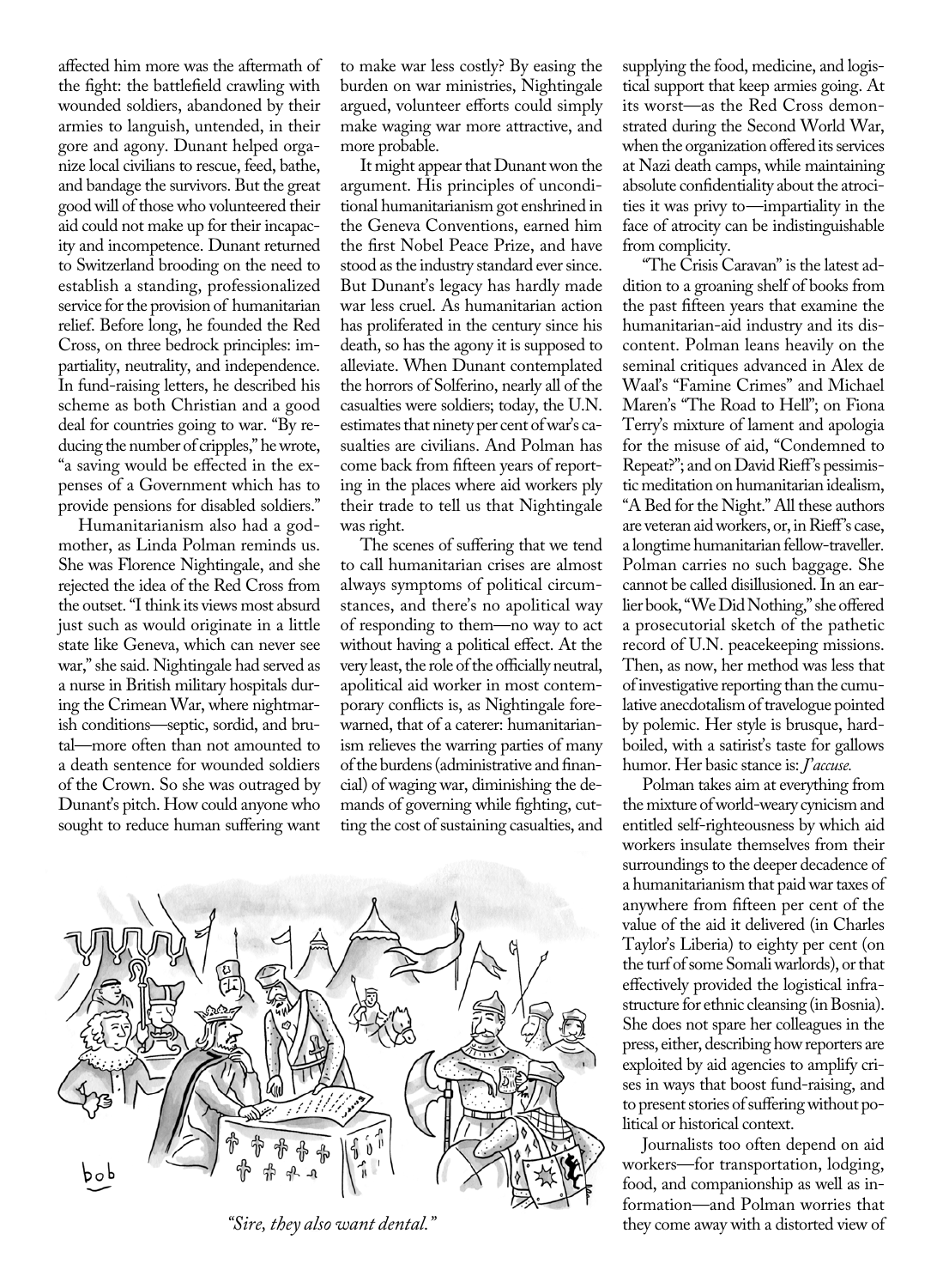affected him more was the aftermath of the fight: the battlefield crawling with wounded soldiers, abandoned by their armies to languish, untended, in their gore and agony. Dunant helped organize local civilians to rescue, feed, bathe, and bandage the survivors. But the great good will of those who volunteered their aid could not make up for their incapacity and incompetence. Dunant returned to Switzerland brooding on the need to establish a standing, professionalized service for the provision of humanitarian relief. Before long, he founded the Red Cross, on three bedrock principles: impartiality, neutrality, and independence. In fund-raising letters, he described his scheme as both Christian and a good deal for countries going to war. "By reducing the number of cripples," he wrote, "a saving would be effected in the expenses of a Government which has to provide pensions for disabled soldiers."

Humanitarianism also had a godmother, as Linda Polman reminds us. She was Florence Nightingale, and she rejected the idea of the Red Cross from the outset. "I think its views most absurd just such as would originate in a little state like Geneva, which can never see war," she said. Nightingale had served as a nurse in British military hospitals during the Crimean War, where nightmarish conditions—septic, sordid, and brutal—more often than not amounted to a death sentence for wounded soldiers of the Crown. So she was outraged by Dunant's pitch. How could anyone who sought to reduce human suffering want to make war less costly? By easing the burden on war ministries, Nightingale argued, volunteer efforts could simply make waging war more attractive, and more probable.

It might appear that Dunant won the argument. His principles of unconditional humanitarianism got enshrined in the Geneva Conventions, earned him the first Nobel Peace Prize, and have stood as the industry standard ever since. But Dunant's legacy has hardly made war less cruel. As humanitarian action has proliferated in the century since his death, so has the agony it is supposed to alleviate. When Dunant contemplated the horrors of Solferino, nearly all of the casualties were soldiers; today, the U.N. estimates that ninety per cent of war's casualties are civilians. And Polman has come back from fifteen years of reporting in the places where aid workers ply their trade to tell us that Nightingale was right.

The scenes of suffering that we tend to call humanitarian crises are almost always symptoms of political circumstances, and there's no apolitical way of responding to them—no way to act without having a political effect. At the very least, the role of the officially neutral, apolitical aid worker in most contemporary conflicts is, as Nightingale forewarned, that of a caterer: humanitarianism relieves the warring parties of many of the burdens (administrative and financial) of waging war, diminishing the demands of governing while fighting, cutting the cost of sustaining casualties, and supplying the food, medicine, and logistical support that keep armies going. At its worst—as the Red Cross demonstrated during the Second World War, when the organization offered its services at Nazi death camps, while maintaining absolute confidentiality about the atrocities it was privy to—impartiality in the face of atrocity can be indistinguishable from complicity.

*"Sire, they also want dental."*

"The Crisis Caravan" is the latest addition to a groaning shelf of books from the past fifteen years that examine the humanitarian-aid industry and its discontent. Polman leans heavily on the seminal critiques advanced in Alex de Waal's "Famine Crimes" and Michael Maren's "The Road to Hell"; on Fiona Terry's mixture of lament and apologia for the misuse of aid, "Condemned to Repeat?"; and on David Rieff's pessimistic meditation on humanitarian idealism, "A Bed for the Night." All these authors are veteran aid workers, or, in Rieff's case, a longtime humanitarian fellow-traveller. Polman carries no such baggage. She cannot be called disillusioned. In an earlier book, "We Did Nothing," she offered a prosecutorial sketch of the pathetic record of U.N. peacekeeping missions. Then, as now, her method was less that of investigative reporting than the cumulative anecdotalism of travelogue pointed by polemic. Her style is brusque, hard-boiled, with a satirist's taste for gallows humor. Her basic stance is: *J'accuse.*

Polman takes aim at everything from the mixture of world-weary cynicism and entitled self-righteousness by which aid workers insulate themselves from their surroundings to the deeper decadence of a humanitarianism that paid war taxes of anywhere from fifteen per cent of the value of the aid it delivered (in Charles Taylor's Liberia) to eighty per cent (on the turf of some Somali warlords), or that effectively provided the logistical infrastructure for ethnic cleansing (in Bosnia). She does not spare her colleagues in the press, either, describing how reporters are exploited by aid agencies to amplify crises in ways that boost fund-raising, and to present stories of suffering without political or historical context.

Journalists too often depend on aid workers—for transportation, lodging, food, and companionship as well as information—and Polman worries that they come away with a distorted view of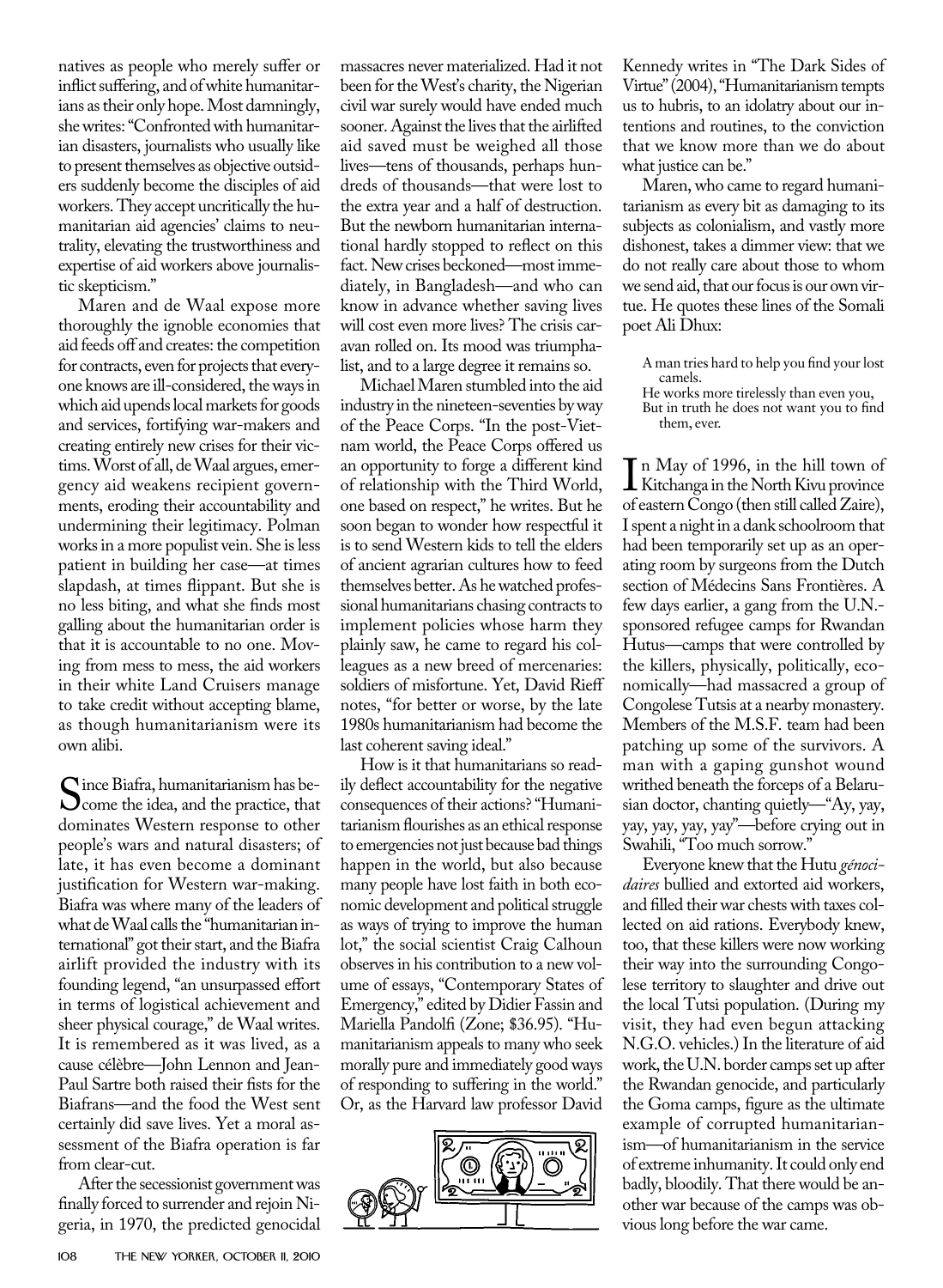natives as people who merely suffer or inflict suffering, and of white humanitarians as their only hope. Most damningly, she writes: "Confronted with humanitarian disasters, journalists who usually like to present themselves as objective outsiders suddenly become the disciples of aid workers. They accept uncritically the humanitarian aid agencies' claims to neutrality, elevating the trustworthiness and expertise of aid workers above journalistic skepticism."

Maren and de Waal expose more thoroughly the ignoble economies that aid feeds off and creates: the competition for contracts, even for projects that everyone knows are ill-considered, the ways in which aid upends local markets for goods and services, fortifying war-makers and creating entirely new crises for their victims. Worst of all, de Waal argues, emergency aid weakens recipient governments, eroding their accountability and undermining their legitimacy. Polman works in a more populist vein. She is less patient in building her case—at times slapdash, at times flippant. But she is no less biting, and what she finds most galling about the humanitarian order is that it is accountable to no one. Moving from mess to mess, the aid workers in their white Land Cruisers manage to take credit without accepting blame, as though humanitarianism were its own alibi.

Since Biafra, humanitarianism has become the idea, and the practice, that dominates Western response to other people's wars and natural disasters; of late, it has even become a dominant justification for Western war-making. Biafra was where many of the leaders of what de Waal calls the "humanitarian international" got their start, and the Biafra airlift provided the industry with its founding legend, "an unsurpassed effort in terms of logistical achievement and sheer physical courage," de Waal writes. It is remembered as it was lived, as a cause célèbre—John Lennon and Jean-Paul Sartre both raised their fists for the Biafrans—and the food the West sent certainly did save lives. Yet a moral assessment of the Biafra operation is far from clear-cut.

After the secessionist government was finally forced to surrender and rejoin Nigeria, in 1970, the predicted genocidal massacres never materialized. Had it not been for the West's charity, the Nigerian civil war surely would have ended much sooner. Against the lives that the airlifted aid saved must be weighed all those lives—tens of thousands, perhaps hundreds of thousands—that were lost to the extra year and a half of destruction. But the newborn humanitarian international hardly stopped to reflect on this fact. New crises beckoned—most immediately, in Bangladesh—and who can know in advance whether saving lives will cost even more lives? The crisis caravan rolled on. Its mood was triumphalist, and to a large degree it remains so.

Michael Maren stumbled into the aid industry in the nineteen-seventies by way of the Peace Corps. "In the post-Vietnam world, the Peace Corps offered us an opportunity to forge a different kind of relationship with the Third World, one based on respect," he writes. But he soon began to wonder how respectful it is to send Western kids to tell the elders of ancient agrarian cultures how to feed themselves better. As he watched professional humanitarians chasing contracts to implement policies whose harm they plainly saw, he came to regard his colleagues as a new breed of mercenaries: soldiers of misfortune. Yet, David Rieff notes, "for better or worse, by the late 1980s humanitarianism had become the last coherent saving ideal."

How is it that humanitarians so readily deflect accountability for the negative consequences of their actions? "Humanitarianism flourishes as an ethical response to emergencies not just because bad things happen in the world, but also because many people have lost faith in both economic development and political struggle as ways of trying to improve the human lot," the social scientist Craig Calhoun observes in his contribution to a new volume of essays, "Contemporary States of Emergency," edited by Didier Fassin and Mariella Pandolfi (Zone; $36.95). "Humanitarianism appeals to many who seek morally pure and immediately good ways of responding to suffering in the world." Or, as the Harvard law professor David Kennedy writes in "The Dark Sides of Virtue" (2004), "Humanitarianism tempts us to hubris, to an idolatry about our intentions and routines, to the conviction that we know more than we do about what justice can be."

Maren, who came to regard humanitarianism as every bit as damaging to its subjects as colonialism, and vastly more dishonest, takes a dimmer view: that we do not really care about those to whom we send aid, that our focus is our own virtue. He quotes these lines of the Somali poet Ali Dhux:

> A man tries hard to help you find your lost camels.
> He works more tirelessly than even you,
> But in truth he does not want you to find them, ever.

In May of 1996, in the hill town of Kitchanga in the North Kivu province of eastern Congo (then still called Zaire), I spent a night in a dank schoolroom that had been temporarily set up as an operating room by surgeons from the Dutch section of Médecins Sans Frontières. A few days earlier, a gang from the U.N.-sponsored refugee camps for Rwandan Hutus—camps that were controlled by the killers, physically, politically, economically—had massacred a group of Congolese Tutsis at a nearby monastery. Members of the M.S.F. team had been patching up some of the survivors. A man with a gaping gunshot wound writhed beneath the forceps of a Belarusian doctor, chanting quietly—"Ay, yay, yay, yay, yay, yay"—before crying out in Swahili, "Too much sorrow."

Everyone knew that the Hutu *génocidaires* bullied and extorted aid workers, and filled their war chests with taxes collected on aid rations. Everybody knew, too, that these killers were now working their way into the surrounding Congolese territory to slaughter and drive out the local Tutsi population. (During my visit, they had even begun attacking N.G.O. vehicles.) In the literature of aid work, the U.N. border camps set up after the Rwandan genocide, and particularly the Goma camps, figure as the ultimate example of corrupted humanitarianism—of humanitarianism in the service of extreme inhumanity. It could only end badly, bloodily. That there would be another war because of the camps was obvious long before the war came.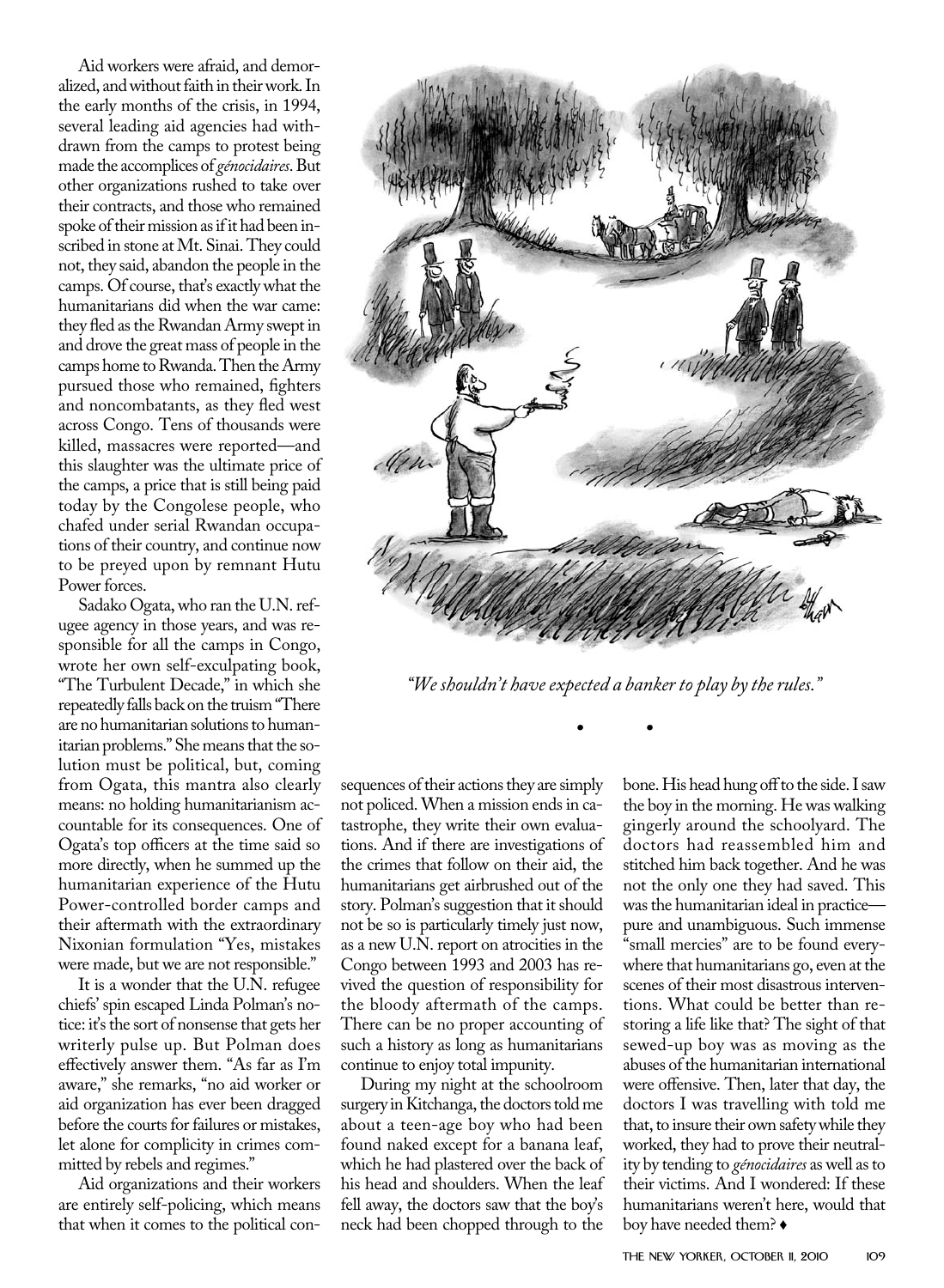Aid workers were afraid, and demoralized, and without faith in their work. In the early months of the crisis, in 1994, several leading aid agencies had withdrawn from the camps to protest being made the accomplices of *génocidaires*. But other organizations rushed to take over their contracts, and those who remained spoke of their mission as if it had been inscribed in stone at Mt. Sinai. They could not, they said, abandon the people in the camps. Of course, that's exactly what the humanitarians did when the war came: they fled as the Rwandan Army swept in and drove the great mass of people in the camps home to Rwanda. Then the Army pursued those who remained, fighters and noncombatants, as they fled west across Congo. Tens of thousands were killed, massacres were reported—and this slaughter was the ultimate price of the camps, a price that is still being paid today by the Congolese people, who chafed under serial Rwandan occupations of their country, and continue now to be preyed upon by remnant Hutu Power forces.

Sadako Ogata, who ran the U.N. refugee agency in those years, and was responsible for all the camps in Congo, wrote her own self-exculpating book, "The Turbulent Decade," in which she repeatedly falls back on the truism "There are no humanitarian solutions to humanitarian problems." She means that the solution must be political, but, coming from Ogata, this mantra also clearly means: no holding humanitarianism accountable for its consequences. One of Ogata's top officers at the time said so more directly, when he summed up the humanitarian experience of the Hutu Power-controlled border camps and their aftermath with the extraordinary Nixonian formulation "Yes, mistakes were made, but we are not responsible."

It is a wonder that the U.N. refugee chiefs' spin escaped Linda Polman's notice: it's the sort of nonsense that gets her writerly pulse up. But Polman does effectively answer them. "As far as I'm aware," she remarks, "no aid worker or aid organization has ever been dragged before the courts for failures or mistakes, let alone for complicity in crimes committed by rebels and regimes."

Aid organizations and their workers are entirely self-policing, which means that when it comes to the political consequences of their actions they are simply not policed. When a mission ends in catastrophe, they write their own evaluations. And if there are investigations of the crimes that follow on their aid, the humanitarians get airbrushed out of the story. Polman's suggestion that it should not be so is particularly timely just now, as a new U.N. report on atrocities in the Congo between 1993 and 2003 has revived the question of responsibility for the bloody aftermath of the camps. There can be no proper accounting of such a history as long as humanitarians continue to enjoy total impunity.

During my night at the schoolroom surgery in Kitchanga, the doctors told me about a teen-age boy who had been found naked except for a banana leaf, which he had plastered over the back of his head and shoulders. When the leaf fell away, the doctors saw that the boy's neck had been chopped through to the bone. His head hung off to the side. I saw the boy in the morning. He was walking gingerly around the schoolyard. The doctors had reassembled him and stitched him back together. And he was not the only one they had saved. This was the humanitarian ideal in practice—pure and unambiguous. Such immense "small mercies" are to be found everywhere that humanitarians go, even at the scenes of their most disastrous interventions. What could be better than restoring a life like that? The sight of that sewed-up boy was as moving as the abuses of the humanitarian international were offensive. Then, later that day, the doctors I was travelling with told me that, to insure their own safety while they worked, they had to prove their neutrality by tending to *génocidaires* as well as to their victims. And I wondered: If these humanitarians weren't here, would that boy have needed them? ♦

*"We shouldn't have expected a banker to play by the rules."*